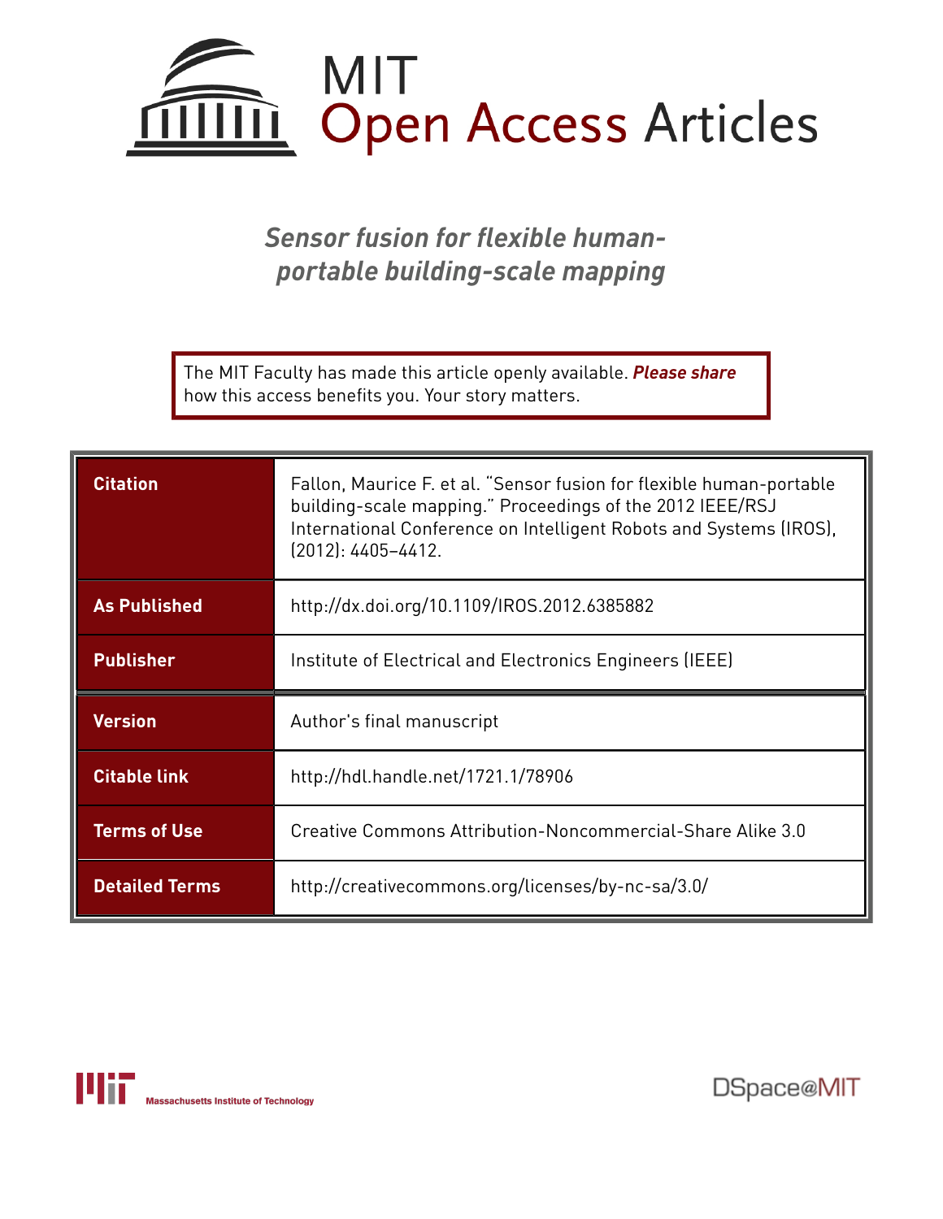# MIT Open Access Articles

## *Sensor fusion for flexible human-portable building-scale mapping*

The MIT Faculty has made this article openly available. ***Please share*** how this access benefits you. Your story matters.

| | |
|---|---|
| **Citation** | Fallon, Maurice F. et al. "Sensor fusion for flexible human-portable building-scale mapping." Proceedings of the 2012 IEEE/RSJ International Conference on Intelligent Robots and Systems (IROS), (2012): 4405–4412. |
| **As Published** | http://dx.doi.org/10.1109/IROS.2012.6385882 |
| **Publisher** | Institute of Electrical and Electronics Engineers (IEEE) |
| **Version** | Author's final manuscript |
| **Citable link** | http://hdl.handle.net/1721.1/78906 |
| **Terms of Use** | Creative Commons Attribution-Noncommercial-Share Alike 3.0 |
| **Detailed Terms** | http://creativecommons.org/licenses/by-nc-sa/3.0/ |

Massachusetts Institute of Technology

DSpace@MIT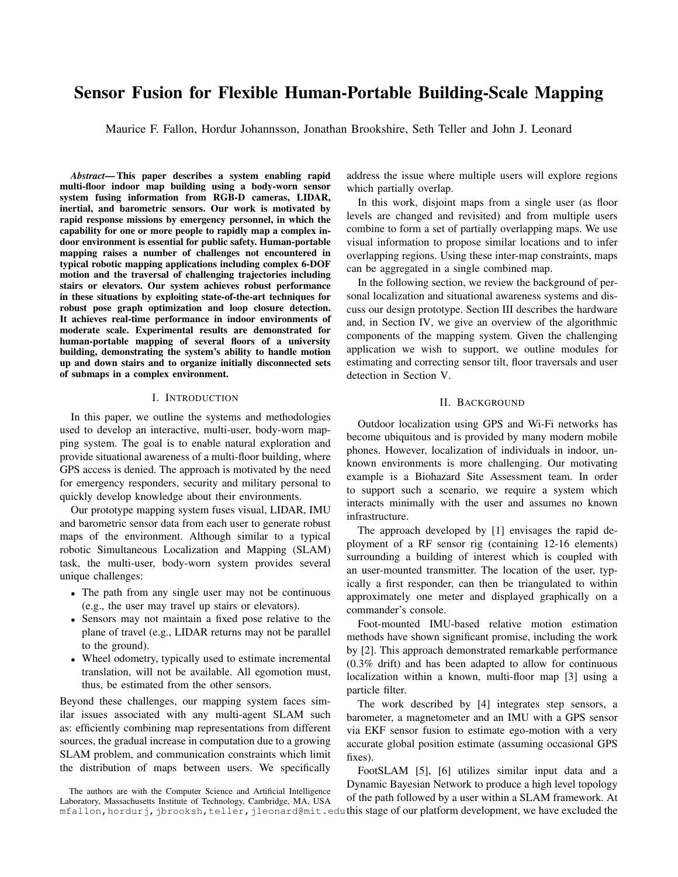# Sensor Fusion for Flexible Human-Portable Building-Scale Mapping

Maurice F. Fallon, Hordur Johannsson, Jonathan Brookshire, Seth Teller and John J. Leonard

***Abstract*— This paper describes a system enabling rapid multi-floor indoor map building using a body-worn sensor system fusing information from RGB-D cameras, LIDAR, inertial, and barometric sensors. Our work is motivated by rapid response missions by emergency personnel, in which the capability for one or more people to rapidly map a complex indoor environment is essential for public safety. Human-portable mapping raises a number of challenges not encountered in typical robotic mapping applications including complex 6-DOF motion and the traversal of challenging trajectories including stairs or elevators. Our system achieves robust performance in these situations by exploiting state-of-the-art techniques for robust pose graph optimization and loop closure detection. It achieves real-time performance in indoor environments of moderate scale. Experimental results are demonstrated for human-portable mapping of several floors of a university building, demonstrating the system's ability to handle motion up and down stairs and to organize initially disconnected sets of submaps in a complex environment.**

## I. Introduction

In this paper, we outline the systems and methodologies used to develop an interactive, multi-user, body-worn mapping system. The goal is to enable natural exploration and provide situational awareness of a multi-floor building, where GPS access is denied. The approach is motivated by the need for emergency responders, security and military personal to quickly develop knowledge about their environments.

Our prototype mapping system fuses visual, LIDAR, IMU and barometric sensor data from each user to generate robust maps of the environment. Although similar to a typical robotic Simultaneous Localization and Mapping (SLAM) task, the multi-user, body-worn system provides several unique challenges:

- The path from any single user may not be continuous (e.g., the user may travel up stairs or elevators).
- Sensors may not maintain a fixed pose relative to the plane of travel (e.g., LIDAR returns may not be parallel to the ground).
- Wheel odometry, typically used to estimate incremental translation, will not be available. All egomotion must, thus, be estimated from the other sensors.

Beyond these challenges, our mapping system faces similar issues associated with any multi-agent SLAM such as: efficiently combining map representations from different sources, the gradual increase in computation due to a growing SLAM problem, and communication constraints which limit the distribution of maps between users. We specifically address the issue where multiple users will explore regions which partially overlap.

In this work, disjoint maps from a single user (as floor levels are changed and revisited) and from multiple users combine to form a set of partially overlapping maps. We use visual information to propose similar locations and to infer overlapping regions. Using these inter-map constraints, maps can be aggregated in a single combined map.

In the following section, we review the background of personal localization and situational awareness systems and discuss our design prototype. Section III describes the hardware and, in Section IV, we give an overview of the algorithmic components of the mapping system. Given the challenging application we wish to support, we outline modules for estimating and correcting sensor tilt, floor traversals and user detection in Section V.

## II. Background

Outdoor localization using GPS and Wi-Fi networks has become ubiquitous and is provided by many modern mobile phones. However, localization of individuals in indoor, unknown environments is more challenging. Our motivating example is a Biohazard Site Assessment team. In order to support such a scenario, we require a system which interacts minimally with the user and assumes no known infrastructure.

The approach developed by [1] envisages the rapid deployment of a RF sensor rig (containing 12-16 elements) surrounding a building of interest which is coupled with an user-mounted transmitter. The location of the user, typically a first responder, can then be triangulated to within approximately one meter and displayed graphically on a commander's console.

Foot-mounted IMU-based relative motion estimation methods have shown significant promise, including the work by [2]. This approach demonstrated remarkable performance (0.3% drift) and has been adapted to allow for continuous localization within a known, multi-floor map [3] using a particle filter.

The work described by [4] integrates step sensors, a barometer, a magnetometer and an IMU with a GPS sensor via EKF sensor fusion to estimate ego-motion with a very accurate global position estimate (assuming occasional GPS fixes).

FootSLAM [5], [6] utilizes similar input data and a Dynamic Bayesian Network to produce a high level topology of the path followed by a user within a SLAM framework. At this stage of our platform development, we have excluded the

The authors are with the Computer Science and Artificial Intelligence Laboratory, Massachusetts Institute of Technology, Cambridge, MA, USA mfallon,hordurj,jbrooksh,teller,jleonard@mit.edu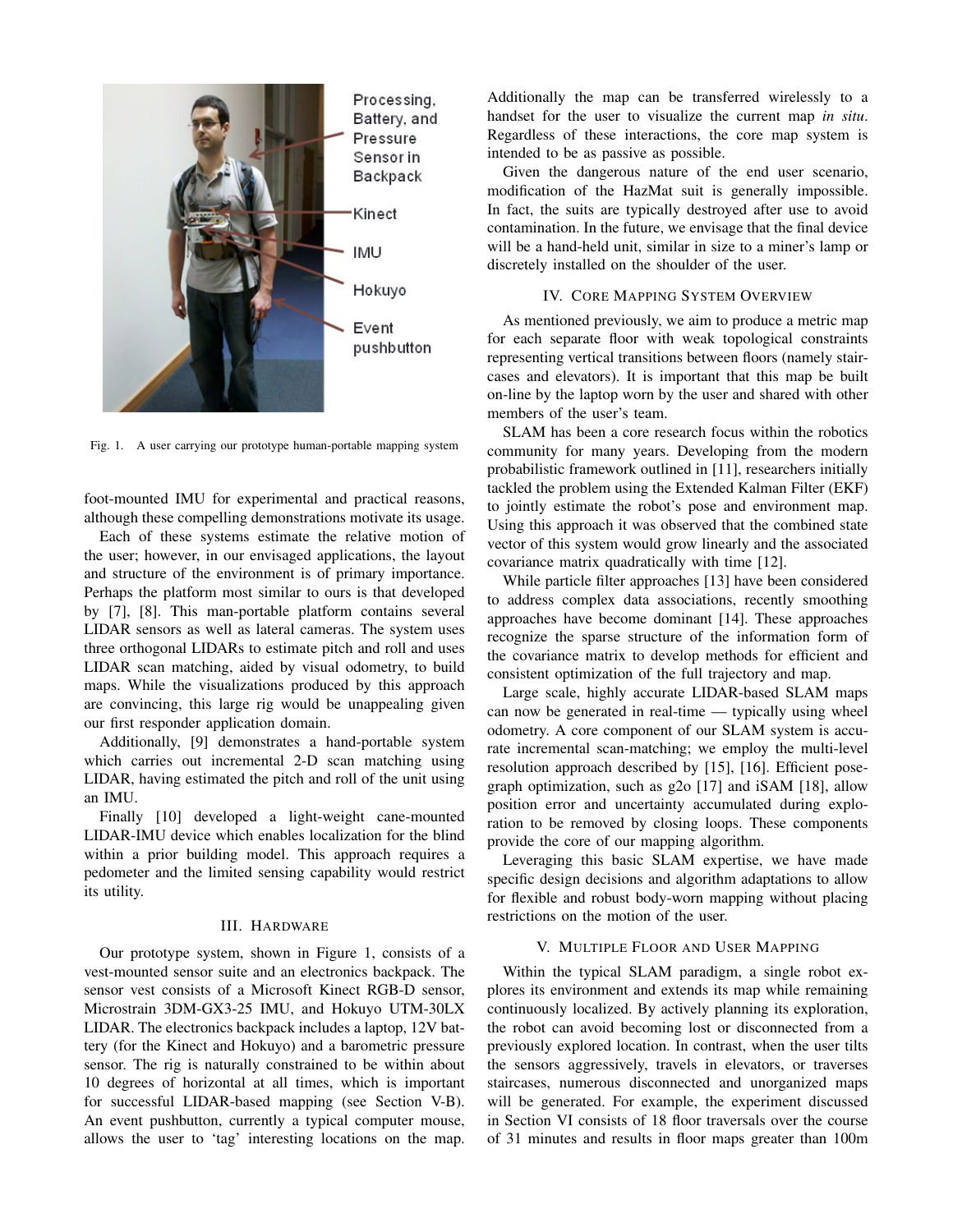Processing, Battery, and Pressure Sensor in Backpack

Kinect

IMU

Hokuyo

Event pushbutton

Fig. 1. A user carrying our prototype human-portable mapping system

foot-mounted IMU for experimental and practical reasons, although these compelling demonstrations motivate its usage.

Each of these systems estimate the relative motion of the user; however, in our envisaged applications, the layout and structure of the environment is of primary importance. Perhaps the platform most similar to ours is that developed by [7], [8]. This man-portable platform contains several LIDAR sensors as well as lateral cameras. The system uses three orthogonal LIDARs to estimate pitch and roll and uses LIDAR scan matching, aided by visual odometry, to build maps. While the visualizations produced by this approach are convincing, this large rig would be unappealing given our first responder application domain.

Additionally, [9] demonstrates a hand-portable system which carries out incremental 2-D scan matching using LIDAR, having estimated the pitch and roll of the unit using an IMU.

Finally [10] developed a light-weight cane-mounted LIDAR-IMU device which enables localization for the blind within a prior building model. This approach requires a pedometer and the limited sensing capability would restrict its utility.

## III. Hardware

Our prototype system, shown in Figure 1, consists of a vest-mounted sensor suite and an electronics backpack. The sensor vest consists of a Microsoft Kinect RGB-D sensor, Microstrain 3DM-GX3-25 IMU, and Hokuyo UTM-30LX LIDAR. The electronics backpack includes a laptop, 12V battery (for the Kinect and Hokuyo) and a barometric pressure sensor. The rig is naturally constrained to be within about 10 degrees of horizontal at all times, which is important for successful LIDAR-based mapping (see Section V-B). An event pushbutton, currently a typical computer mouse, allows the user to 'tag' interesting locations on the map. Additionally the map can be transferred wirelessly to a handset for the user to visualize the current map *in situ*. Regardless of these interactions, the core map system is intended to be as passive as possible.

Given the dangerous nature of the end user scenario, modification of the HazMat suit is generally impossible. In fact, the suits are typically destroyed after use to avoid contamination. In the future, we envisage that the final device will be a hand-held unit, similar in size to a miner's lamp or discretely installed on the shoulder of the user.

## IV. Core Mapping System Overview

As mentioned previously, we aim to produce a metric map for each separate floor with weak topological constraints representing vertical transitions between floors (namely staircases and elevators). It is important that this map be built on-line by the laptop worn by the user and shared with other members of the user's team.

SLAM has been a core research focus within the robotics community for many years. Developing from the modern probabilistic framework outlined in [11], researchers initially tackled the problem using the Extended Kalman Filter (EKF) to jointly estimate the robot's pose and environment map. Using this approach it was observed that the combined state vector of this system would grow linearly and the associated covariance matrix quadratically with time [12].

While particle filter approaches [13] have been considered to address complex data associations, recently smoothing approaches have become dominant [14]. These approaches recognize the sparse structure of the information form of the covariance matrix to develop methods for efficient and consistent optimization of the full trajectory and map.

Large scale, highly accurate LIDAR-based SLAM maps can now be generated in real-time — typically using wheel odometry. A core component of our SLAM system is accurate incremental scan-matching; we employ the multi-level resolution approach described by [15], [16]. Efficient pose-graph optimization, such as g2o [17] and iSAM [18], allow position error and uncertainty accumulated during exploration to be removed by closing loops. These components provide the core of our mapping algorithm.

Leveraging this basic SLAM expertise, we have made specific design decisions and algorithm adaptations to allow for flexible and robust body-worn mapping without placing restrictions on the motion of the user.

## V. Multiple Floor and User Mapping

Within the typical SLAM paradigm, a single robot explores its environment and extends its map while remaining continuously localized. By actively planning its exploration, the robot can avoid becoming lost or disconnected from a previously explored location. In contrast, when the user tilts the sensors aggressively, travels in elevators, or traverses staircases, numerous disconnected and unorganized maps will be generated. For example, the experiment discussed in Section VI consists of 18 floor traversals over the course of 31 minutes and results in floor maps greater than 100m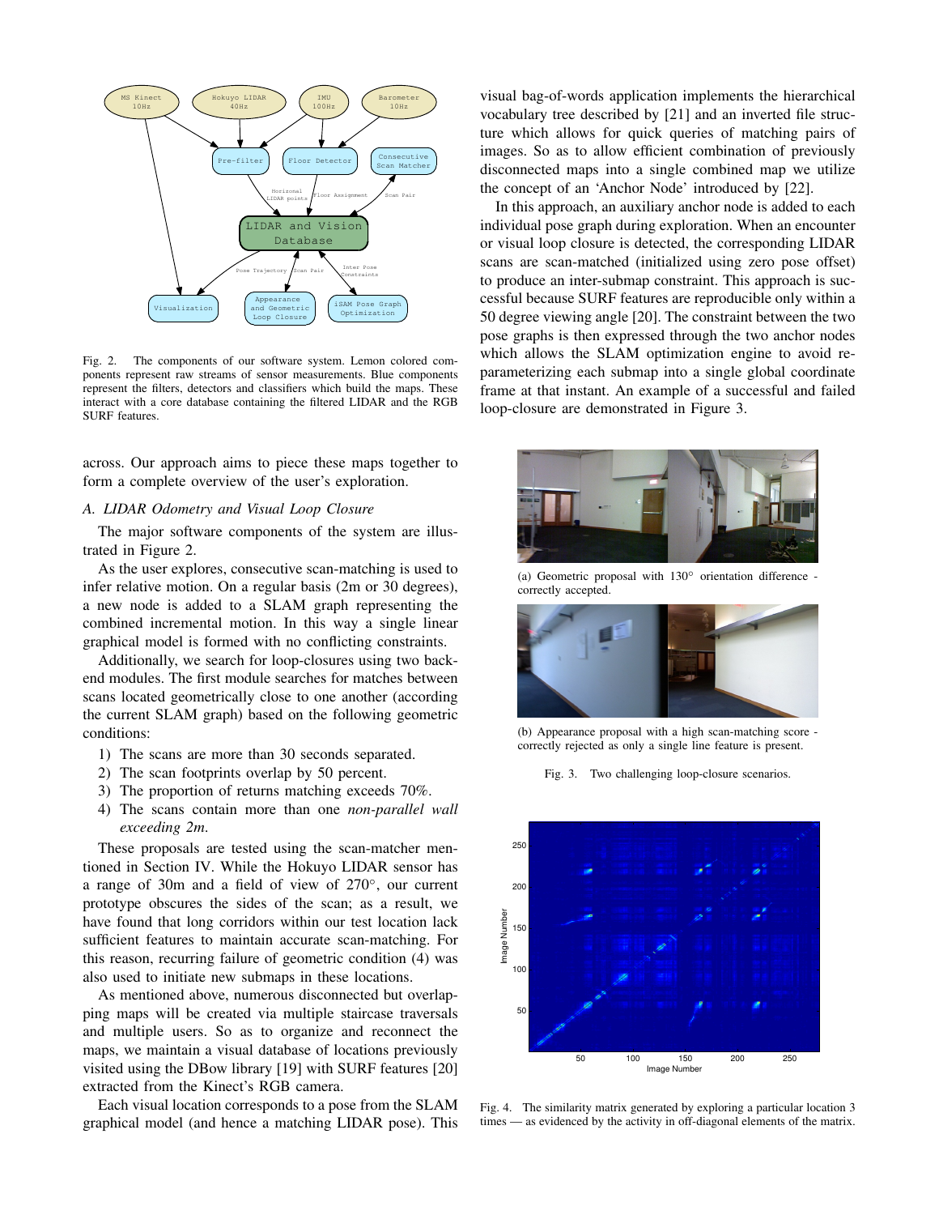Fig. 2. The components of our software system. Lemon colored components represent raw streams of sensor measurements. Blue components represent the filters, detectors and classifiers which build the maps. These interact with a core database containing the filtered LIDAR and the RGB SURF features.

across. Our approach aims to piece these maps together to form a complete overview of the user's exploration.

### A. LIDAR Odometry and Visual Loop Closure

The major software components of the system are illustrated in Figure 2.

As the user explores, consecutive scan-matching is used to infer relative motion. On a regular basis (2m or 30 degrees), a new node is added to a SLAM graph representing the combined incremental motion. In this way a single linear graphical model is formed with no conflicting constraints.

Additionally, we search for loop-closures using two back-end modules. The first module searches for matches between scans located geometrically close to one another (according the current SLAM graph) based on the following geometric conditions:

1) The scans are more than 30 seconds separated.
2) The scan footprints overlap by 50 percent.
3) The proportion of returns matching exceeds 70%.
4) The scans contain more than one *non-parallel wall exceeding 2m*.

These proposals are tested using the scan-matcher mentioned in Section IV. While the Hokuyo LIDAR sensor has a range of 30m and a field of view of 270°, our current prototype obscures the sides of the scan; as a result, we have found that long corridors within our test location lack sufficient features to maintain accurate scan-matching. For this reason, recurring failure of geometric condition (4) was also used to initiate new submaps in these locations.

As mentioned above, numerous disconnected but overlapping maps will be created via multiple staircase traversals and multiple users. So as to organize and reconnect the maps, we maintain a visual database of locations previously visited using the DBow library [19] with SURF features [20] extracted from the Kinect's RGB camera.

Each visual location corresponds to a pose from the SLAM graphical model (and hence a matching LIDAR pose). This visual bag-of-words application implements the hierarchical vocabulary tree described by [21] and an inverted file structure which allows for quick queries of matching pairs of images. So as to allow efficient combination of previously disconnected maps into a single combined map we utilize the concept of an 'Anchor Node' introduced by [22].

In this approach, an auxiliary anchor node is added to each individual pose graph during exploration. When an encounter or visual loop closure is detected, the corresponding LIDAR scans are scan-matched (initialized using zero pose offset) to produce an inter-submap constraint. This approach is successful because SURF features are reproducible only within a 50 degree viewing angle [20]. The constraint between the two pose graphs is then expressed through the two anchor nodes which allows the SLAM optimization engine to avoid re-parameterizing each submap into a single global coordinate frame at that instant. An example of a successful and failed loop-closure are demonstrated in Figure 3.

(a) Geometric proposal with 130° orientation difference - correctly accepted.

(b) Appearance proposal with a high scan-matching score - correctly rejected as only a single line feature is present.

Fig. 3. Two challenging loop-closure scenarios.

Fig. 4. The similarity matrix generated by exploring a particular location 3 times — as evidenced by the activity in off-diagonal elements of the matrix.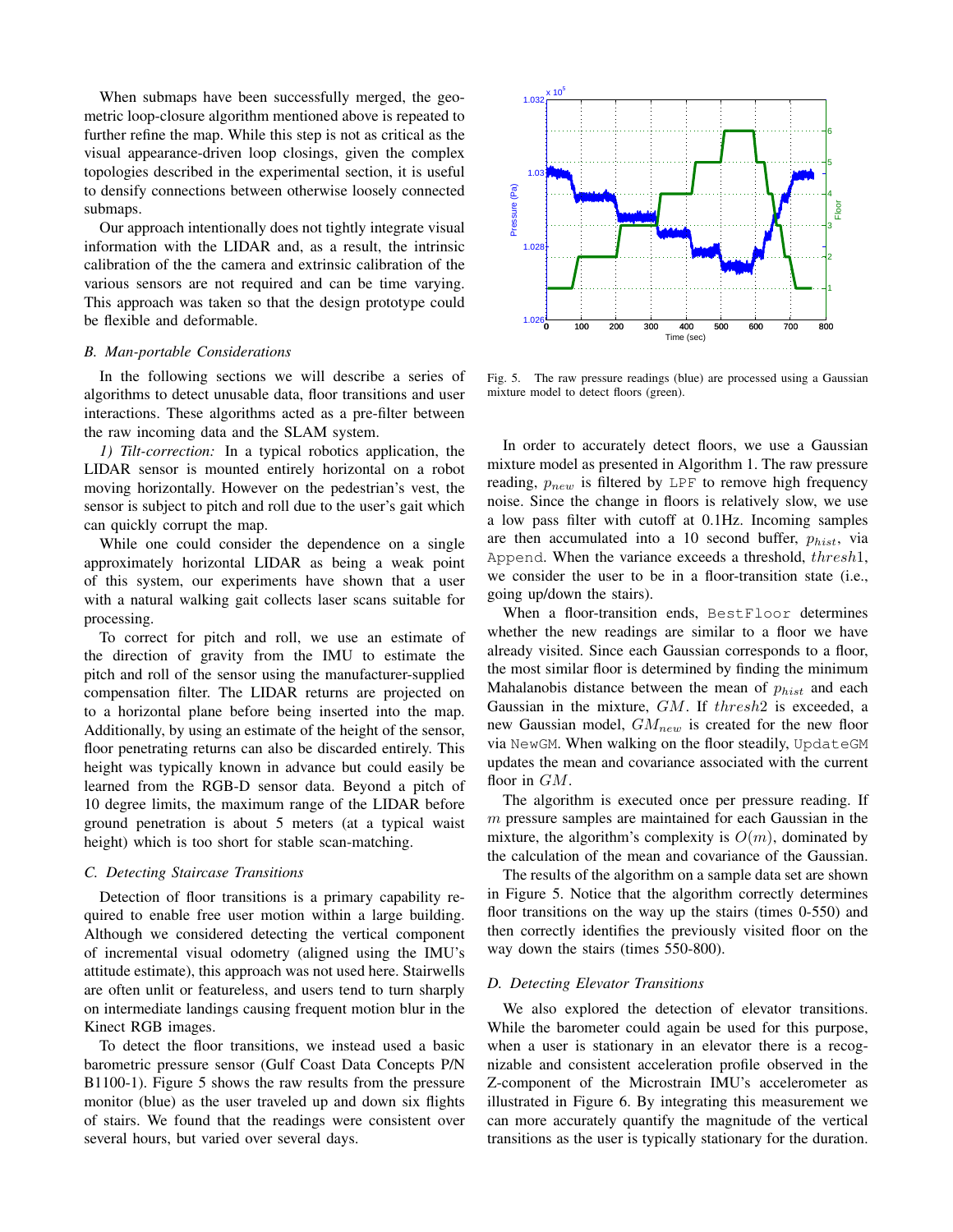When submaps have been successfully merged, the geometric loop-closure algorithm mentioned above is repeated to further refine the map. While this step is not as critical as the visual appearance-driven loop closings, given the complex topologies described in the experimental section, it is useful to densify connections between otherwise loosely connected submaps.

Our approach intentionally does not tightly integrate visual information with the LIDAR and, as a result, the intrinsic calibration of the the camera and extrinsic calibration of the various sensors are not required and can be time varying. This approach was taken so that the design prototype could be flexible and deformable.

### B. Man-portable Considerations

In the following sections we will describe a series of algorithms to detect unusable data, floor transitions and user interactions. These algorithms acted as a pre-filter between the raw incoming data and the SLAM system.

*1) Tilt-correction:* In a typical robotics application, the LIDAR sensor is mounted entirely horizontal on a robot moving horizontally. However on the pedestrian's vest, the sensor is subject to pitch and roll due to the user's gait which can quickly corrupt the map.

While one could consider the dependence on a single approximately horizontal LIDAR as being a weak point of this system, our experiments have shown that a user with a natural walking gait collects laser scans suitable for processing.

To correct for pitch and roll, we use an estimate of the direction of gravity from the IMU to estimate the pitch and roll of the sensor using the manufacturer-supplied compensation filter. The LIDAR returns are projected on to a horizontal plane before being inserted into the map. Additionally, by using an estimate of the height of the sensor, floor penetrating returns can also be discarded entirely. This height was typically known in advance but could easily be learned from the RGB-D sensor data. Beyond a pitch of 10 degree limits, the maximum range of the LIDAR before ground penetration is about 5 meters (at a typical waist height) which is too short for stable scan-matching.

### C. Detecting Staircase Transitions

Detection of floor transitions is a primary capability required to enable free user motion within a large building. Although we considered detecting the vertical component of incremental visual odometry (aligned using the IMU's attitude estimate), this approach was not used here. Stairwells are often unlit or featureless, and users tend to turn sharply on intermediate landings causing frequent motion blur in the Kinect RGB images.

To detect the floor transitions, we instead used a basic barometric pressure sensor (Gulf Coast Data Concepts P/N B1100-1). Figure 5 shows the raw results from the pressure monitor (blue) as the user traveled up and down six flights of stairs. We found that the readings were consistent over several hours, but varied over several days.

Fig. 5. The raw pressure readings (blue) are processed using a Gaussian mixture model to detect floors (green).

In order to accurately detect floors, we use a Gaussian mixture model as presented in Algorithm 1. The raw pressure reading, $p_{new}$ is filtered by `LPF` to remove high frequency noise. Since the change in floors is relatively slow, we use a low pass filter with cutoff at 0.1Hz. Incoming samples are then accumulated into a 10 second buffer, $p_{hist}$, via `Append`. When the variance exceeds a threshold, $thresh1$, we consider the user to be in a floor-transition state (i.e., going up/down the stairs).

When a floor-transition ends, `BestFloor` determines whether the new readings are similar to a floor we have already visited. Since each Gaussian corresponds to a floor, the most similar floor is determined by finding the minimum Mahalanobis distance between the mean of $p_{hist}$ and each Gaussian in the mixture, $GM$. If $thresh2$ is exceeded, a new Gaussian model, $GM_{new}$ is created for the new floor via `NewGM`. When walking on the floor steadily, `UpdateGM` updates the mean and covariance associated with the current floor in $GM$.

The algorithm is executed once per pressure reading. If $m$ pressure samples are maintained for each Gaussian in the mixture, the algorithm's complexity is $O(m)$, dominated by the calculation of the mean and covariance of the Gaussian.

The results of the algorithm on a sample data set are shown in Figure 5. Notice that the algorithm correctly determines floor transitions on the way up the stairs (times 0-550) and then correctly identifies the previously visited floor on the way down the stairs (times 550-800).

### D. Detecting Elevator Transitions

We also explored the detection of elevator transitions. While the barometer could again be used for this purpose, when a user is stationary in an elevator there is a recognizable and consistent acceleration profile observed in the Z-component of the Microstrain IMU's accelerometer as illustrated in Figure 6. By integrating this measurement we can more accurately quantify the magnitude of the vertical transitions as the user is typically stationary for the duration.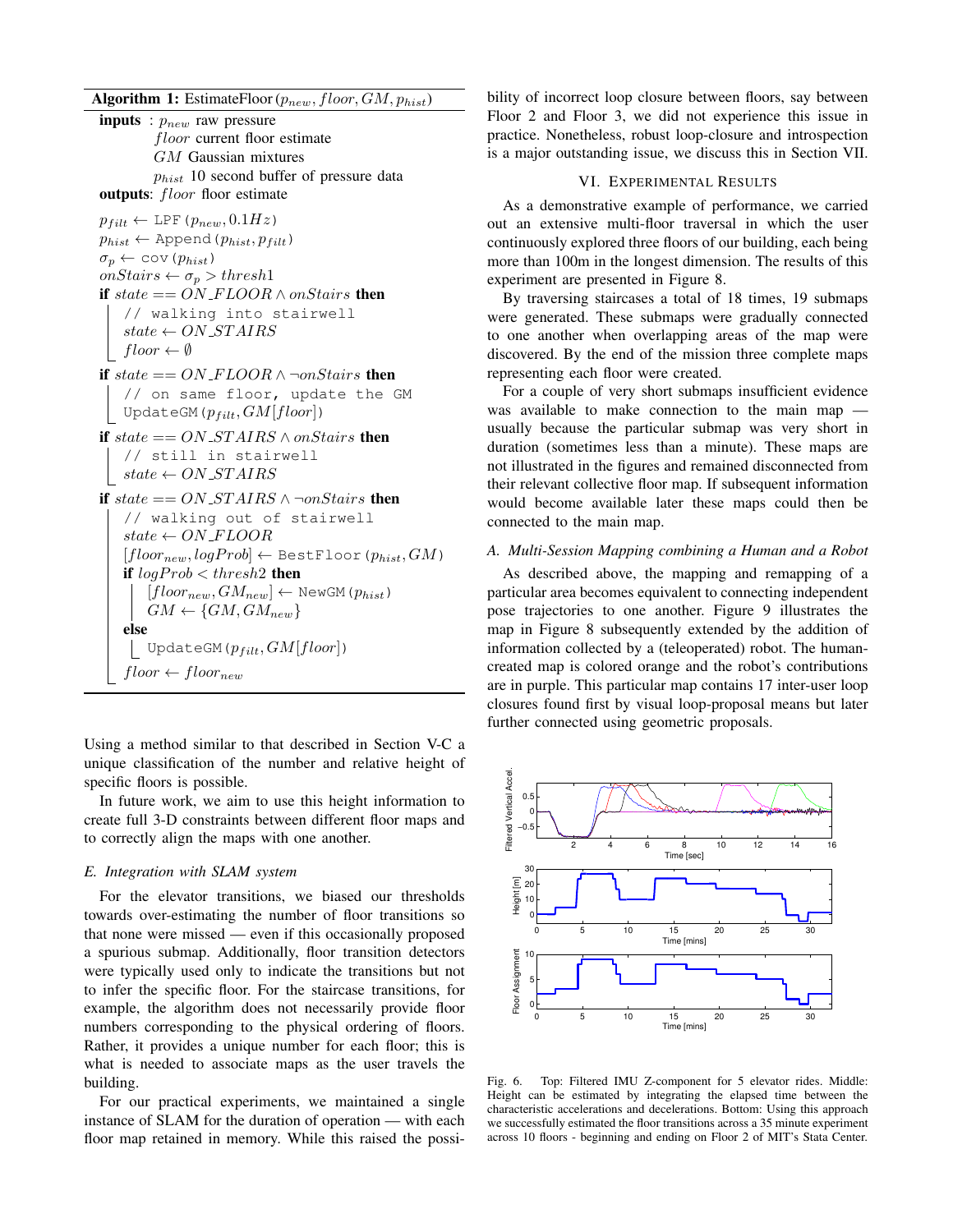**Algorithm 1:** EstimateFloor ($p_{new}$, $floor$, $GM$, $p_{hist}$)

**inputs** : $p_{new}$ raw pressure
$floor$ current floor estimate
$GM$ Gaussian mixtures
$p_{hist}$ 10 second buffer of pressure data
**outputs**: $floor$ floor estimate

```
p_filt ← LPF(p_new, 0.1Hz)
p_hist ← Append(p_hist, p_filt)
σ_p ← cov(p_hist)
onStairs ← σ_p > thresh1
if state == ON_FLOOR ∧ onStairs then
    // walking into stairwell
    state ← ON_STAIRS
    floor ← ∅
if state == ON_FLOOR ∧ ¬onStairs then
    // on same floor, update the GM
    UpdateGM(p_filt, GM[floor])
if state == ON_STAIRS ∧ onStairs then
    // still in stairwell
    state ← ON_STAIRS
if state == ON_STAIRS ∧ ¬onStairs then
    // walking out of stairwell
    state ← ON_FLOOR
    [floor_new, logProb] ← BestFloor(p_hist, GM)
    if logProb < thresh2 then
        [floor_new, GM_new] ← NewGM(p_hist)
        GM ← {GM, GM_new}
    else
        UpdateGM(p_filt, GM[floor])
    floor ← floor_new
```

Using a method similar to that described in Section V-C a unique classification of the number and relative height of specific floors is possible.

In future work, we aim to use this height information to create full 3-D constraints between different floor maps and to correctly align the maps with one another.

### *E. Integration with SLAM system*

For the elevator transitions, we biased our thresholds towards over-estimating the number of floor transitions so that none were missed — even if this occasionally proposed a spurious submap. Additionally, floor transition detectors were typically used only to indicate the transitions but not to infer the specific floor. For the staircase transitions, for example, the algorithm does not necessarily provide floor numbers corresponding to the physical ordering of floors. Rather, it provides a unique number for each floor; this is what is needed to associate maps as the user travels the building.

For our practical experiments, we maintained a single instance of SLAM for the duration of operation — with each floor map retained in memory. While this raised the possibility of incorrect loop closure between floors, say between Floor 2 and Floor 3, we did not experience this issue in practice. Nonetheless, robust loop-closure and introspection is a major outstanding issue, we discuss this in Section VII.

## VI. Experimental Results

As a demonstrative example of performance, we carried out an extensive multi-floor traversal in which the user continuously explored three floors of our building, each being more than 100m in the longest dimension. The results of this experiment are presented in Figure 8.

By traversing staircases a total of 18 times, 19 submaps were generated. These submaps were gradually connected to one another when overlapping areas of the map were discovered. By the end of the mission three complete maps representing each floor were created.

For a couple of very short submaps insufficient evidence was available to make connection to the main map — usually because the particular submap was very short in duration (sometimes less than a minute). These maps are not illustrated in the figures and remained disconnected from their relevant collective floor map. If subsequent information would become available later these maps could then be connected to the main map.

### *A. Multi-Session Mapping combining a Human and a Robot*

As described above, the mapping and remapping of a particular area becomes equivalent to connecting independent pose trajectories to one another. Figure 9 illustrates the map in Figure 8 subsequently extended by the addition of information collected by a (teleoperated) robot. The human-created map is colored orange and the robot's contributions are in purple. This particular map contains 17 inter-user loop closures found first by visual loop-proposal means but later further connected using geometric proposals.

Fig. 6. Top: Filtered IMU Z-component for 5 elevator rides. Middle: Height can be estimated by integrating the elapsed time between the characteristic accelerations and decelerations. Bottom: Using this approach we successfully estimated the floor transitions across a 35 minute experiment across 10 floors - beginning and ending on Floor 2 of MIT's Stata Center.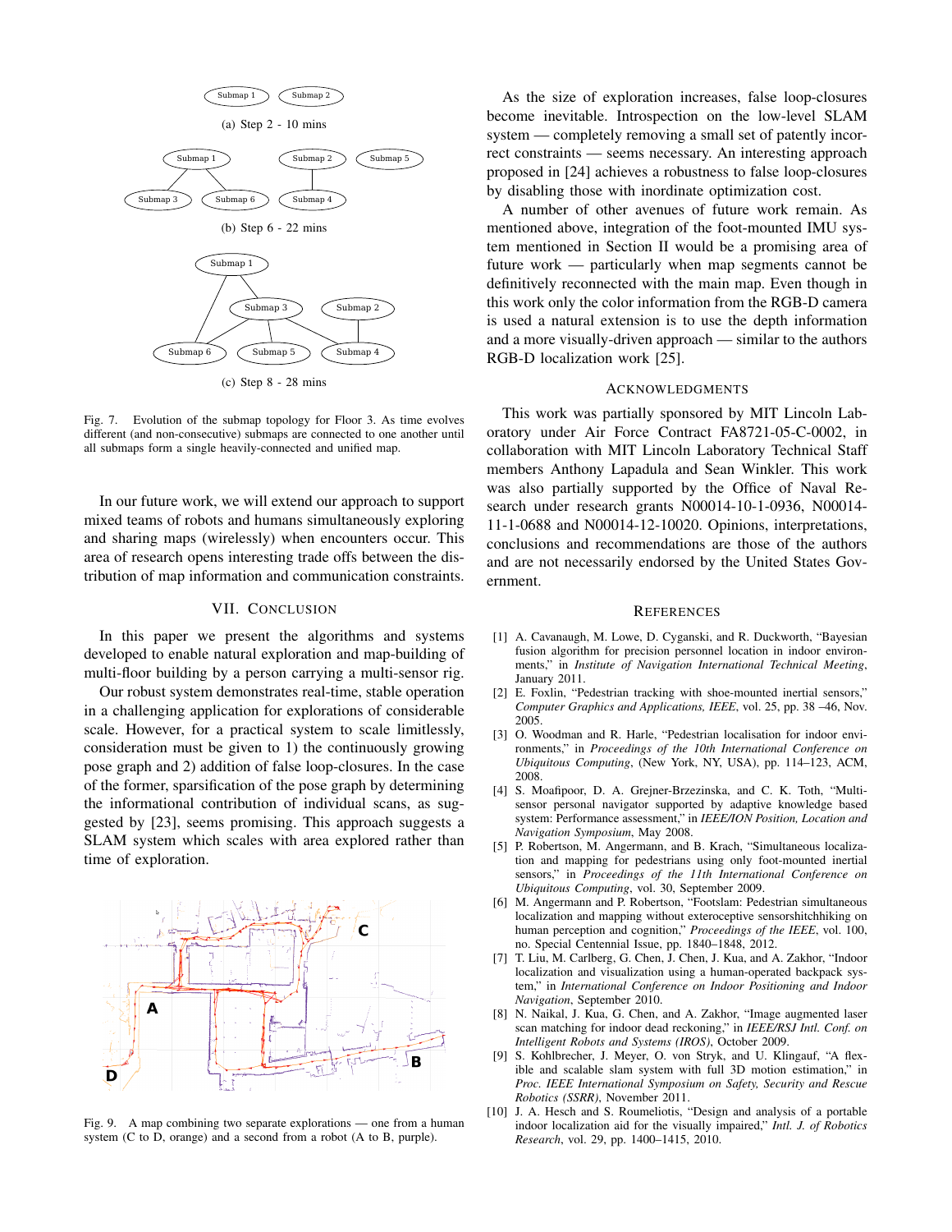(a) Step 2 - 10 mins

(b) Step 6 - 22 mins

(c) Step 8 - 28 mins

Fig. 7. Evolution of the submap topology for Floor 3. As time evolves different (and non-consecutive) submaps are connected to one another until all submaps form a single heavily-connected and unified map.

In our future work, we will extend our approach to support mixed teams of robots and humans simultaneously exploring and sharing maps (wirelessly) when encounters occur. This area of research opens interesting trade offs between the distribution of map information and communication constraints.

## VII. Conclusion

In this paper we present the algorithms and systems developed to enable natural exploration and map-building of multi-floor building by a person carrying a multi-sensor rig.

Our robust system demonstrates real-time, stable operation in a challenging application for explorations of considerable scale. However, for a practical system to scale limitlessly, consideration must be given to 1) the continuously growing pose graph and 2) addition of false loop-closures. In the case of the former, sparsification of the pose graph by determining the informational contribution of individual scans, as suggested by [23], seems promising. This approach suggests a SLAM system which scales with area explored rather than time of exploration.

Fig. 9. A map combining two separate explorations — one from a human system (C to D, orange) and a second from a robot (A to B, purple).

As the size of exploration increases, false loop-closures become inevitable. Introspection on the low-level SLAM system — completely removing a small set of patently incorrect constraints — seems necessary. An interesting approach proposed in [24] achieves a robustness to false loop-closures by disabling those with inordinate optimization cost.

A number of other avenues of future work remain. As mentioned above, integration of the foot-mounted IMU system mentioned in Section II would be a promising area of future work — particularly when map segments cannot be definitively reconnected with the main map. Even though in this work only the color information from the RGB-D camera is used a natural extension is to use the depth information and a more visually-driven approach — similar to the authors RGB-D localization work [25].

## Acknowledgments

This work was partially sponsored by MIT Lincoln Laboratory under Air Force Contract FA8721-05-C-0002, in collaboration with MIT Lincoln Laboratory Technical Staff members Anthony Lapadula and Sean Winkler. This work was also partially supported by the Office of Naval Research under research grants N00014-10-1-0936, N00014-11-1-0688 and N00014-12-10020. Opinions, interpretations, conclusions and recommendations are those of the authors and are not necessarily endorsed by the United States Government.

## References

[1] A. Cavanaugh, M. Lowe, D. Cyganski, and R. Duckworth, "Bayesian fusion algorithm for precision personnel location in indoor environments," in *Institute of Navigation International Technical Meeting*, January 2011.

[2] E. Foxlin, "Pedestrian tracking with shoe-mounted inertial sensors," *Computer Graphics and Applications, IEEE*, vol. 25, pp. 38 –46, Nov. 2005.

[3] O. Woodman and R. Harle, "Pedestrian localisation for indoor environments," in *Proceedings of the 10th International Conference on Ubiquitous Computing*, (New York, NY, USA), pp. 114–123, ACM, 2008.

[4] S. Moafipoor, D. A. Grejner-Brzezinska, and C. K. Toth, "Multi-sensor personal navigator supported by adaptive knowledge based system: Performance assessment," in *IEEE/ION Position, Location and Navigation Symposium*, May 2008.

[5] P. Robertson, M. Angermann, and B. Krach, "Simultaneous localization and mapping for pedestrians using only foot-mounted inertial sensors," in *Proceedings of the 11th International Conference on Ubiquitous Computing*, vol. 30, September 2009.

[6] M. Angermann and P. Robertson, "Footslam: Pedestrian simultaneous localization and mapping without exteroceptive sensorshitchhiking on human perception and cognition," *Proceedings of the IEEE*, vol. 100, no. Special Centennial Issue, pp. 1840–1848, 2012.

[7] T. Liu, M. Carlberg, G. Chen, J. Chen, J. Kua, and A. Zakhor, "Indoor localization and visualization using a human-operated backpack system," in *International Conference on Indoor Positioning and Indoor Navigation*, September 2010.

[8] N. Naikal, J. Kua, G. Chen, and A. Zakhor, "Image augmented laser scan matching for indoor dead reckoning," in *IEEE/RSJ Intl. Conf. on Intelligent Robots and Systems (IROS)*, October 2009.

[9] S. Kohlbrecher, J. Meyer, O. von Stryk, and U. Klingauf, "A flexible and scalable slam system with full 3D motion estimation," in *Proc. IEEE International Symposium on Safety, Security and Rescue Robotics (SSRR)*, November 2011.

[10] J. A. Hesch and S. Roumeliotis, "Design and analysis of a portable indoor localization aid for the visually impaired," *Intl. J. of Robotics Research*, vol. 29, pp. 1400–1415, 2010.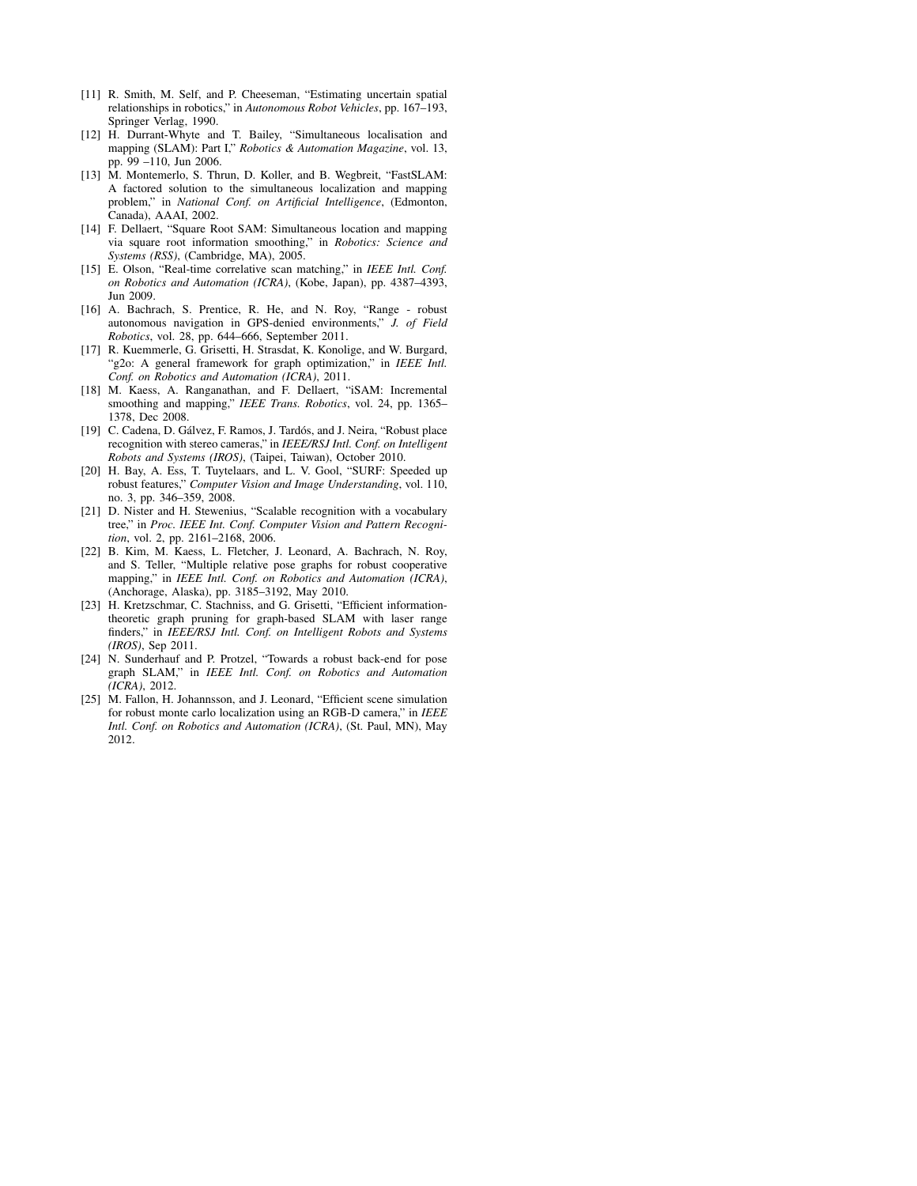[11] R. Smith, M. Self, and P. Cheeseman, "Estimating uncertain spatial relationships in robotics," in *Autonomous Robot Vehicles*, pp. 167–193, Springer Verlag, 1990.

[12] H. Durrant-Whyte and T. Bailey, "Simultaneous localisation and mapping (SLAM): Part I," *Robotics & Automation Magazine*, vol. 13, pp. 99 –110, Jun 2006.

[13] M. Montemerlo, S. Thrun, D. Koller, and B. Wegbreit, "FastSLAM: A factored solution to the simultaneous localization and mapping problem," in *National Conf. on Artificial Intelligence*, (Edmonton, Canada), AAAI, 2002.

[14] F. Dellaert, "Square Root SAM: Simultaneous location and mapping via square root information smoothing," in *Robotics: Science and Systems (RSS)*, (Cambridge, MA), 2005.

[15] E. Olson, "Real-time correlative scan matching," in *IEEE Intl. Conf. on Robotics and Automation (ICRA)*, (Kobe, Japan), pp. 4387–4393, Jun 2009.

[16] A. Bachrach, S. Prentice, R. He, and N. Roy, "Range - robust autonomous navigation in GPS-denied environments," *J. of Field Robotics*, vol. 28, pp. 644–666, September 2011.

[17] R. Kuemmerle, G. Grisetti, H. Strasdat, K. Konolige, and W. Burgard, "g2o: A general framework for graph optimization," in *IEEE Intl. Conf. on Robotics and Automation (ICRA)*, 2011.

[18] M. Kaess, A. Ranganathan, and F. Dellaert, "iSAM: Incremental smoothing and mapping," *IEEE Trans. Robotics*, vol. 24, pp. 1365–1378, Dec 2008.

[19] C. Cadena, D. Gálvez, F. Ramos, J. Tardós, and J. Neira, "Robust place recognition with stereo cameras," in *IEEE/RSJ Intl. Conf. on Intelligent Robots and Systems (IROS)*, (Taipei, Taiwan), October 2010.

[20] H. Bay, A. Ess, T. Tuytelaars, and L. V. Gool, "SURF: Speeded up robust features," *Computer Vision and Image Understanding*, vol. 110, no. 3, pp. 346–359, 2008.

[21] D. Nister and H. Stewenius, "Scalable recognition with a vocabulary tree," in *Proc. IEEE Int. Conf. Computer Vision and Pattern Recognition*, vol. 2, pp. 2161–2168, 2006.

[22] B. Kim, M. Kaess, L. Fletcher, J. Leonard, A. Bachrach, N. Roy, and S. Teller, "Multiple relative pose graphs for robust cooperative mapping," in *IEEE Intl. Conf. on Robotics and Automation (ICRA)*, (Anchorage, Alaska), pp. 3185–3192, May 2010.

[23] H. Kretzschmar, C. Stachniss, and G. Grisetti, "Efficient information-theoretic graph pruning for graph-based SLAM with laser range finders," in *IEEE/RSJ Intl. Conf. on Intelligent Robots and Systems (IROS)*, Sep 2011.

[24] N. Sunderhauf and P. Protzel, "Towards a robust back-end for pose graph SLAM," in *IEEE Intl. Conf. on Robotics and Automation (ICRA)*, 2012.

[25] M. Fallon, H. Johannsson, and J. Leonard, "Efficient scene simulation for robust monte carlo localization using an RGB-D camera," in *IEEE Intl. Conf. on Robotics and Automation (ICRA)*, (St. Paul, MN), May 2012.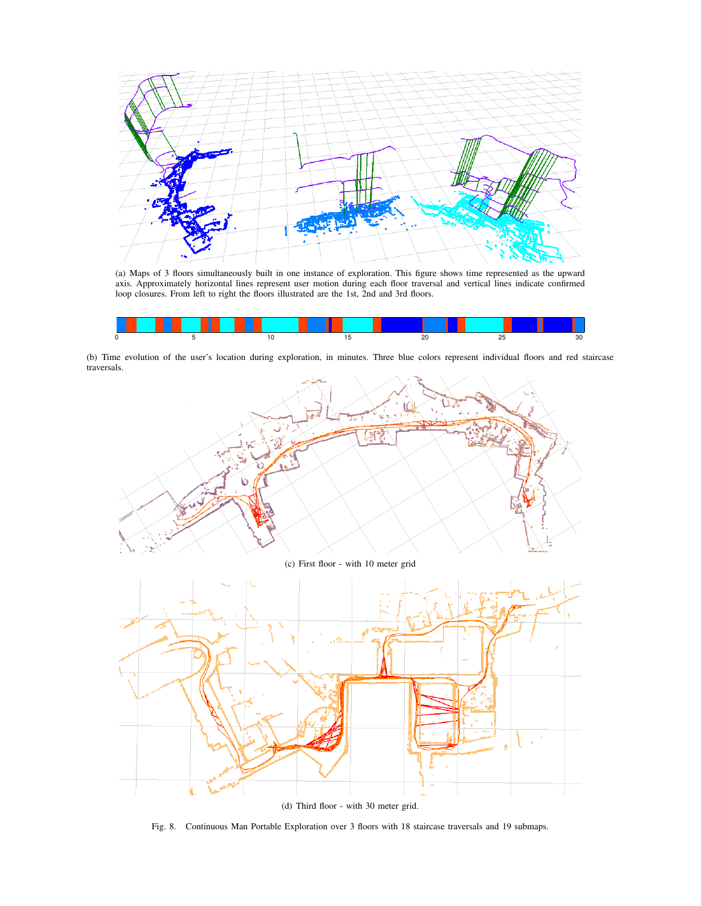(a) Maps of 3 floors simultaneously built in one instance of exploration. This figure shows time represented as the upward axis. Approximately horizontal lines represent user motion during each floor traversal and vertical lines indicate confirmed loop closures. From left to right the floors illustrated are the 1st, 2nd and 3rd floors.

0 5 10 15 20 25 30

(b) Time evolution of the user's location during exploration, in minutes. Three blue colors represent individual floors and red staircase traversals.

(c) First floor - with 10 meter grid

(d) Third floor - with 30 meter grid.

Fig. 8. Continuous Man Portable Exploration over 3 floors with 18 staircase traversals and 19 submaps.